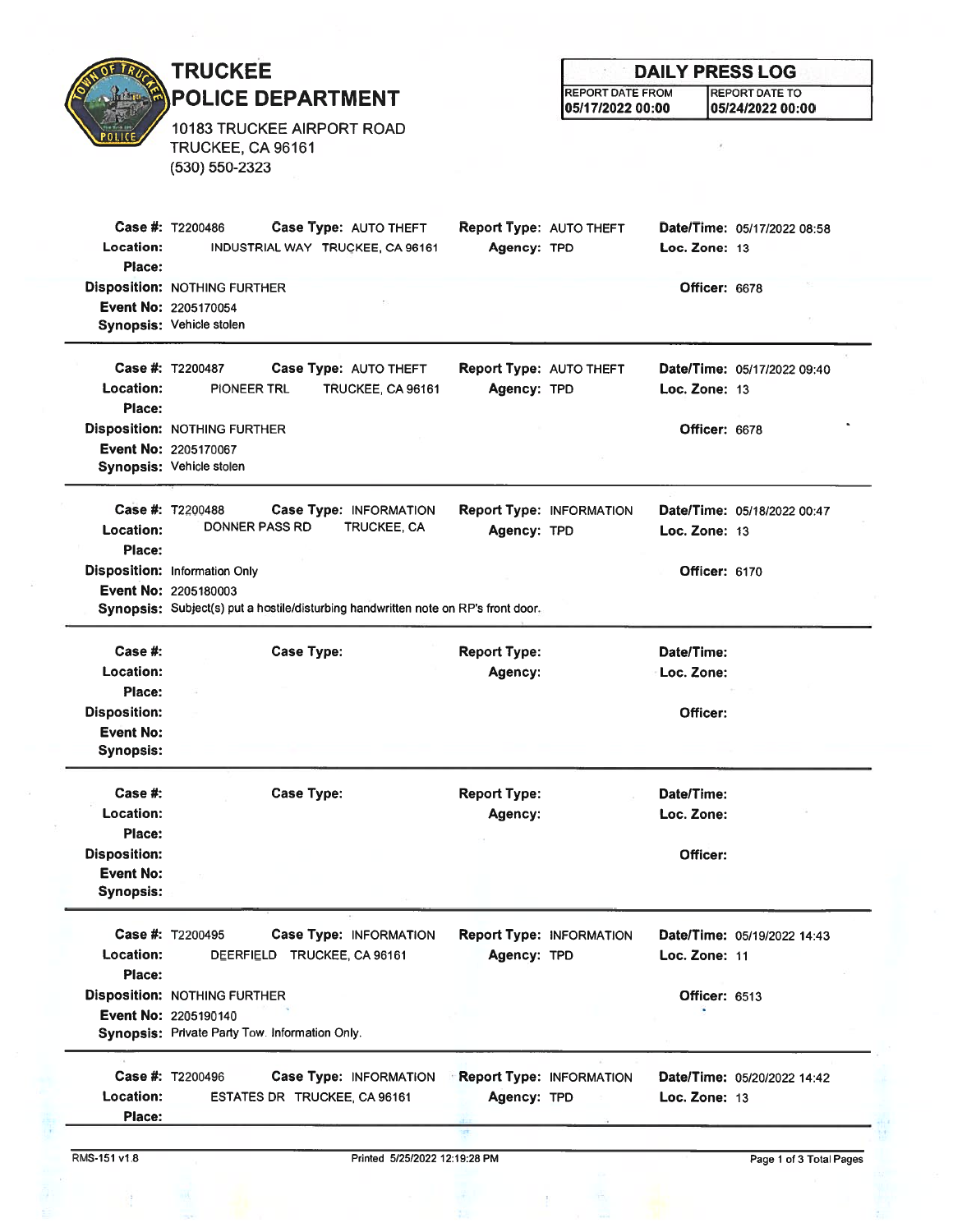# TRUCKEE POLICE DEPARTMENT

10183 TRUCKEE AIRPORT ROAD
TRUCKEE, CA 96161
(530) 550-2323

## DAILY PRESS LOG

| REPORT DATE FROM | REPORT DATE TO |
|---|---|
| 05/17/2022 00:00 | 05/24/2022 00:00 |

---

**Case #:** T2200486 **Case Type:** AUTO THEFT **Report Type:** AUTO THEFT **Date/Time:** 05/17/2022 08:58
**Location:** INDUSTRIAL WAY TRUCKEE, CA 96161 **Agency:** TPD **Loc. Zone:** 13
**Place:**
**Disposition:** NOTHING FURTHER **Officer:** 6678
**Event No:** 2205170054
**Synopsis:** Vehicle stolen

---

**Case #:** T2200487 **Case Type:** AUTO THEFT **Report Type:** AUTO THEFT **Date/Time:** 05/17/2022 09:40
**Location:** PIONEER TRL TRUCKEE, CA 96161 **Agency:** TPD **Loc. Zone:** 13
**Place:**
**Disposition:** NOTHING FURTHER **Officer:** 6678
**Event No:** 2205170067
**Synopsis:** Vehicle stolen

---

**Case #:** T2200488 **Case Type:** INFORMATION **Report Type:** INFORMATION **Date/Time:** 05/18/2022 00:47
**Location:** DONNER PASS RD TRUCKEE, CA **Agency:** TPD **Loc. Zone:** 13
**Place:**
**Disposition:** Information Only **Officer:** 6170
**Event No:** 2205180003
**Synopsis:** Subject(s) put a hostile/disturbing handwritten note on RP's front door.

---

**Case #:** **Case Type:** **Report Type:** **Date/Time:**
**Location:** **Agency:** **Loc. Zone:**
**Place:**
**Disposition:** **Officer:**
**Event No:**
**Synopsis:**

---

**Case #:** **Case Type:** **Report Type:** **Date/Time:**
**Location:** **Agency:** **Loc. Zone:**
**Place:**
**Disposition:** **Officer:**
**Event No:**
**Synopsis:**

---

**Case #:** T2200495 **Case Type:** INFORMATION **Report Type:** INFORMATION **Date/Time:** 05/19/2022 14:43
**Location:** DEERFIELD TRUCKEE, CA 96161 **Agency:** TPD **Loc. Zone:** 11
**Place:**
**Disposition:** NOTHING FURTHER **Officer:** 6513
**Event No:** 2205190140
**Synopsis:** Private Party Tow. Information Only.

---

**Case #:** T2200496 **Case Type:** INFORMATION **Report Type:** INFORMATION **Date/Time:** 05/20/2022 14:42
**Location:** ESTATES DR TRUCKEE, CA 96161 **Agency:** TPD **Loc. Zone:** 13
**Place:**

---

RMS-151 v1.8 Printed 5/25/2022 12:19:28 PM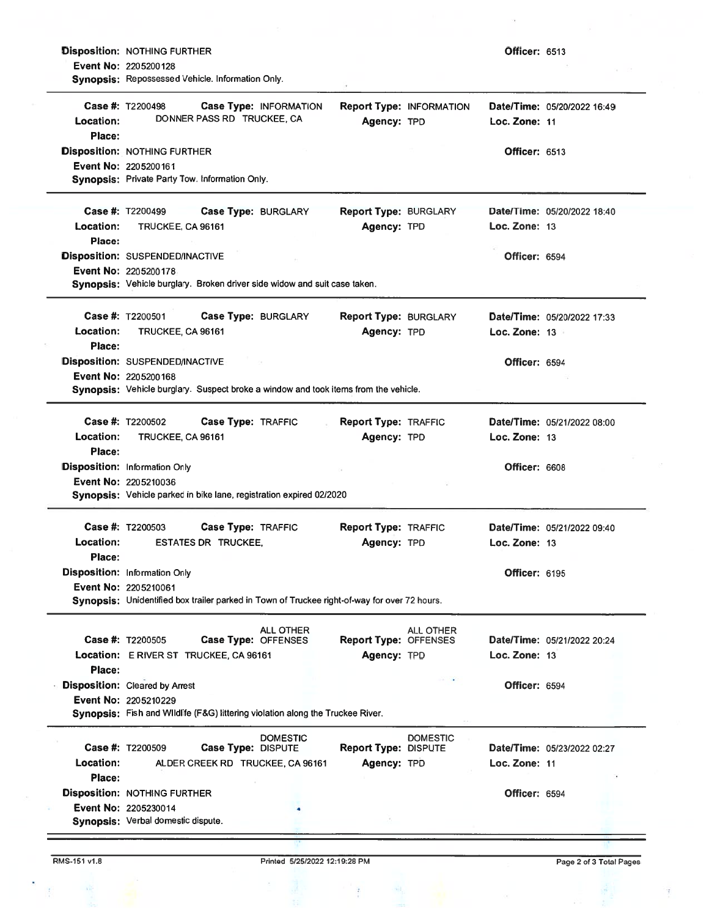**Disposition:** NOTHING FURTHER
**Officer:** 6513
**Event No:** 2205200128
**Synopsis:** Repossessed Vehicle. Information Only.

---

**Case #:** T2200498 **Case Type:** INFORMATION **Report Type:** INFORMATION **Date/Time:** 05/20/2022 16:49
**Location:** DONNER PASS RD TRUCKEE, CA **Agency:** TPD **Loc. Zone:** 11
**Place:**
**Disposition:** NOTHING FURTHER **Officer:** 6513
**Event No:** 2205200161
**Synopsis:** Private Party Tow. Information Only.

---

**Case #:** T2200499 **Case Type:** BURGLARY **Report Type:** BURGLARY **Date/Time:** 05/20/2022 18:40
**Location:** TRUCKEE, CA 96161 **Agency:** TPD **Loc. Zone:** 13
**Place:**
**Disposition:** SUSPENDED/INACTIVE **Officer:** 6594
**Event No:** 2205200178
**Synopsis:** Vehicle burglary. Broken driver side widow and suit case taken.

---

**Case #:** T2200501 **Case Type:** BURGLARY **Report Type:** BURGLARY **Date/Time:** 05/20/2022 17:33
**Location:** TRUCKEE, CA 96161 **Agency:** TPD **Loc. Zone:** 13
**Place:**
**Disposition:** SUSPENDED/INACTIVE **Officer:** 6594
**Event No:** 2205200168
**Synopsis:** Vehicle burglary. Suspect broke a window and took items from the vehicle.

---

**Case #:** T2200502 **Case Type:** TRAFFIC **Report Type:** TRAFFIC **Date/Time:** 05/21/2022 08:00
**Location:** TRUCKEE, CA 96161 **Agency:** TPD **Loc. Zone:** 13
**Place:**
**Disposition:** Information Only **Officer:** 6608
**Event No:** 2205210036
**Synopsis:** Vehicle parked in bike lane, registration expired 02/2020

---

**Case #:** T2200503 **Case Type:** TRAFFIC **Report Type:** TRAFFIC **Date/Time:** 05/21/2022 09:40
**Location:** ESTATES DR TRUCKEE, **Agency:** TPD **Loc. Zone:** 13
**Place:**
**Disposition:** Information Only **Officer:** 6195
**Event No:** 2205210061
**Synopsis:** Unidentified box trailer parked in Town of Truckee right-of-way for over 72 hours.

---

**Case #:** T2200505 **Case Type:** ALL OTHER OFFENSES **Report Type:** ALL OTHER OFFENSES **Date/Time:** 05/21/2022 20:24
**Location:** E RIVER ST TRUCKEE, CA 96161 **Agency:** TPD **Loc. Zone:** 13
**Place:**
**Disposition:** Cleared by Arrest **Officer:** 6594
**Event No:** 2205210229
**Synopsis:** Fish and Wildlife (F&G) littering violation along the Truckee River.

---

**Case #:** T2200509 **Case Type:** DOMESTIC DISPUTE **Report Type:** DOMESTIC DISPUTE **Date/Time:** 05/23/2022 02:27
**Location:** ALDER CREEK RD TRUCKEE, CA 96161 **Agency:** TPD **Loc. Zone:** 11
**Place:**
**Disposition:** NOTHING FURTHER **Officer:** 6594
**Event No:** 2205230014
**Synopsis:** Verbal domestic dispute.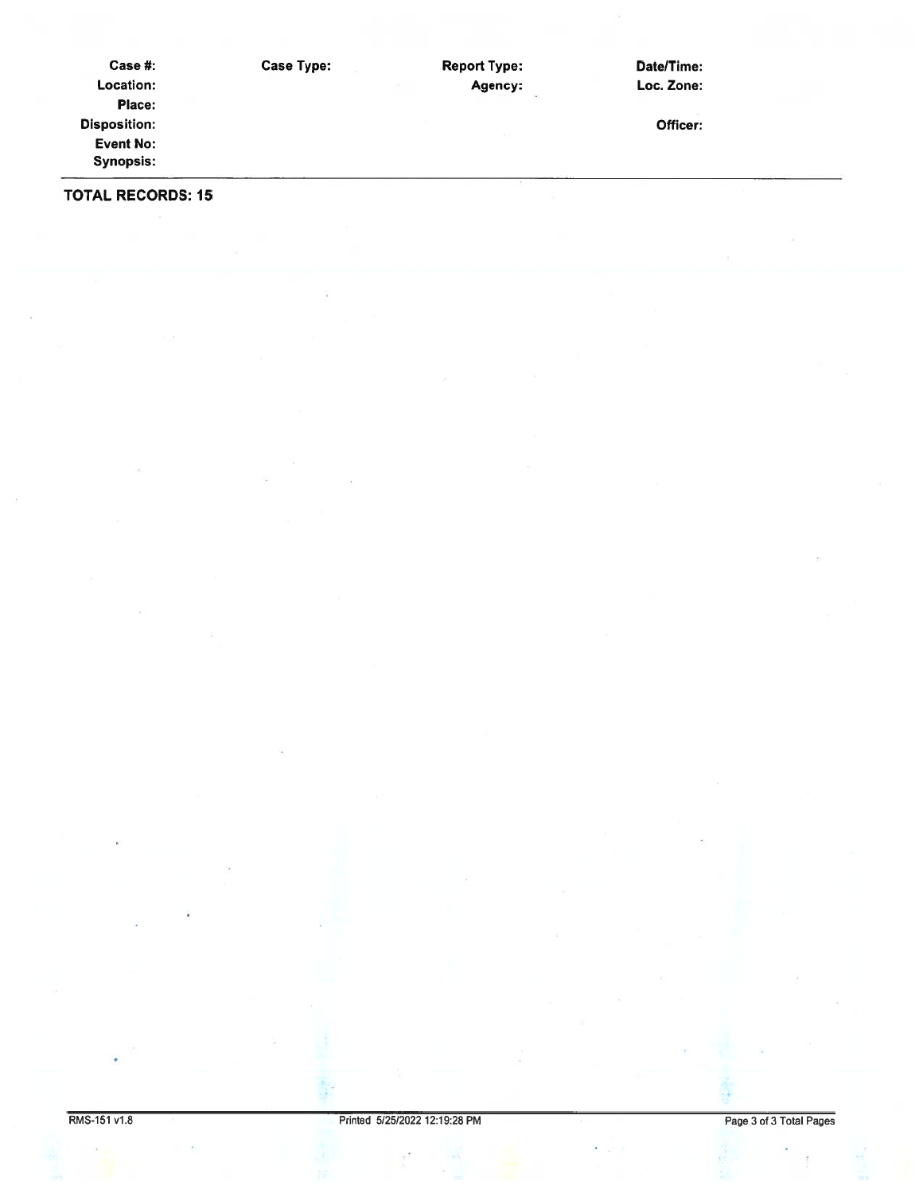| | | | | | | | |
|---|---|---|---|---|---|---|---|
| **Case #:** | | **Case Type:** | | **Report Type:** | | **Date/Time:** | |
| **Location:** | | | | **Agency:** | | **Loc. Zone:** | |
| **Place:** | | | | | | | |
| **Disposition:** | | | | | | **Officer:** | |
| **Event No:** | | | | | | | |
| **Synopsis:** | | | | | | | |

**TOTAL RECORDS: 15**

RMS-151 v1.8

Printed 5/25/2022 12:19:28 PM